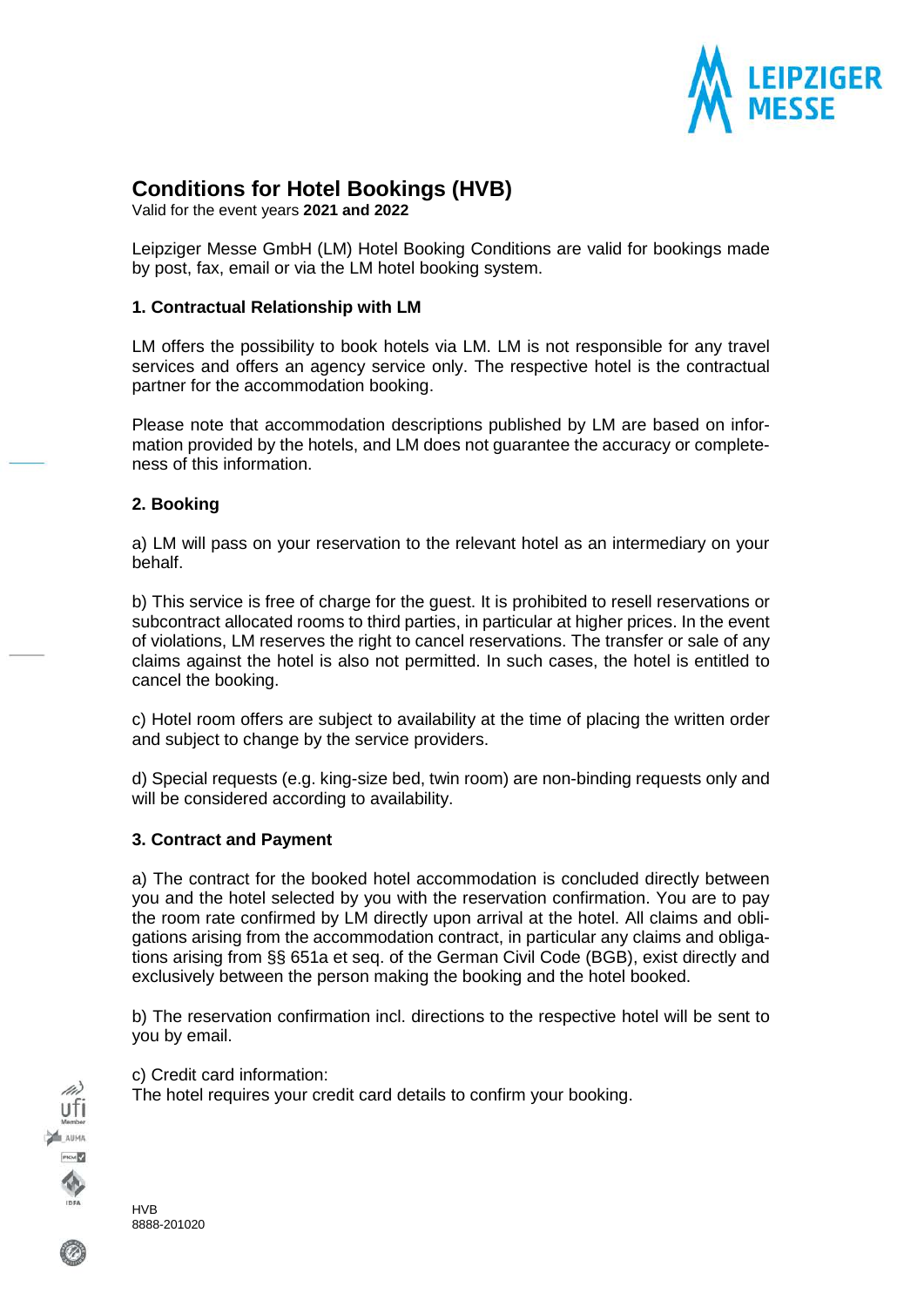# Conditions for Hotel Bookings (HVB)

Valid for the event years **2021 and 2022**

Leipziger Messe GmbH (LM) Hotel Booking Conditions are valid for bookings made by post, fax, email or via the LM hotel booking system.

### 1. Contractual Relationship with LM

LM offers the possibility to book hotels via LM. LM is not responsible for any travel services and offers an agency service only. The respective hotel is the contractual partner for the accommodation booking.

Please note that accommodation descriptions published by LM are based on information provided by the hotels, and LM does not guarantee the accuracy or completeness of this information.

### 2. Booking

a) LM will pass on your reservation to the relevant hotel as an intermediary on your behalf.

b) This service is free of charge for the guest. It is prohibited to resell reservations or subcontract allocated rooms to third parties, in particular at higher prices. In the event of violations, LM reserves the right to cancel reservations. The transfer or sale of any claims against the hotel is also not permitted. In such cases, the hotel is entitled to cancel the booking.

c) Hotel room offers are subject to availability at the time of placing the written order and subject to change by the service providers.

d) Special requests (e.g. king-size bed, twin room) are non-binding requests only and will be considered according to availability.

### 3. Contract and Payment

a) The contract for the booked hotel accommodation is concluded directly between you and the hotel selected by you with the reservation confirmation. You are to pay the room rate confirmed by LM directly upon arrival at the hotel. All claims and obligations arising from the accommodation contract, in particular any claims and obligations arising from §§ 651a et seq. of the German Civil Code (BGB), exist directly and exclusively between the person making the booking and the hotel booked.

b) The reservation confirmation incl. directions to the respective hotel will be sent to you by email.

c) Credit card information:
The hotel requires your credit card details to confirm your booking.

HVB
8888-201020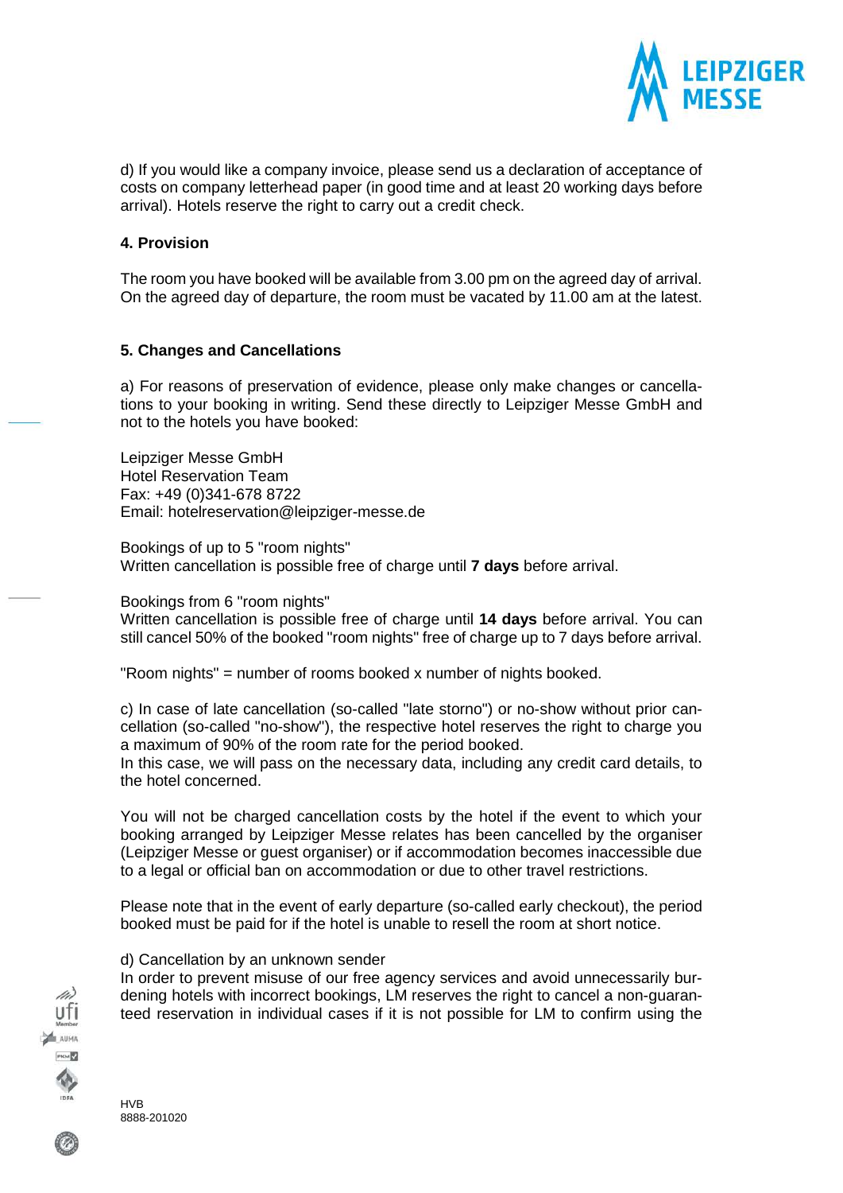d) If you would like a company invoice, please send us a declaration of acceptance of costs on company letterhead paper (in good time and at least 20 working days before arrival). Hotels reserve the right to carry out a credit check.

### 4. Provision

The room you have booked will be available from 3.00 pm on the agreed day of arrival. On the agreed day of departure, the room must be vacated by 11.00 am at the latest.

### 5. Changes and Cancellations

a) For reasons of preservation of evidence, please only make changes or cancellations to your booking in writing. Send these directly to Leipziger Messe GmbH and not to the hotels you have booked:

Leipziger Messe GmbH
Hotel Reservation Team
Fax: +49 (0)341-678 8722
Email: hotelreservation@leipziger-messe.de

Bookings of up to 5 "room nights"
Written cancellation is possible free of charge until **7 days** before arrival.

Bookings from 6 "room nights"
Written cancellation is possible free of charge until **14 days** before arrival. You can still cancel 50% of the booked "room nights" free of charge up to 7 days before arrival.

"Room nights" = number of rooms booked x number of nights booked.

c) In case of late cancellation (so-called "late storno") or no-show without prior cancellation (so-called "no-show"), the respective hotel reserves the right to charge you a maximum of 90% of the room rate for the period booked.
In this case, we will pass on the necessary data, including any credit card details, to the hotel concerned.

You will not be charged cancellation costs by the hotel if the event to which your booking arranged by Leipziger Messe relates has been cancelled by the organiser (Leipziger Messe or guest organiser) or if accommodation becomes inaccessible due to a legal or official ban on accommodation or due to other travel restrictions.

Please note that in the event of early departure (so-called early checkout), the period booked must be paid for if the hotel is unable to resell the room at short notice.

d) Cancellation by an unknown sender
In order to prevent misuse of our free agency services and avoid unnecessarily burdening hotels with incorrect bookings, LM reserves the right to cancel a non-guaranteed reservation in individual cases if it is not possible for LM to confirm using the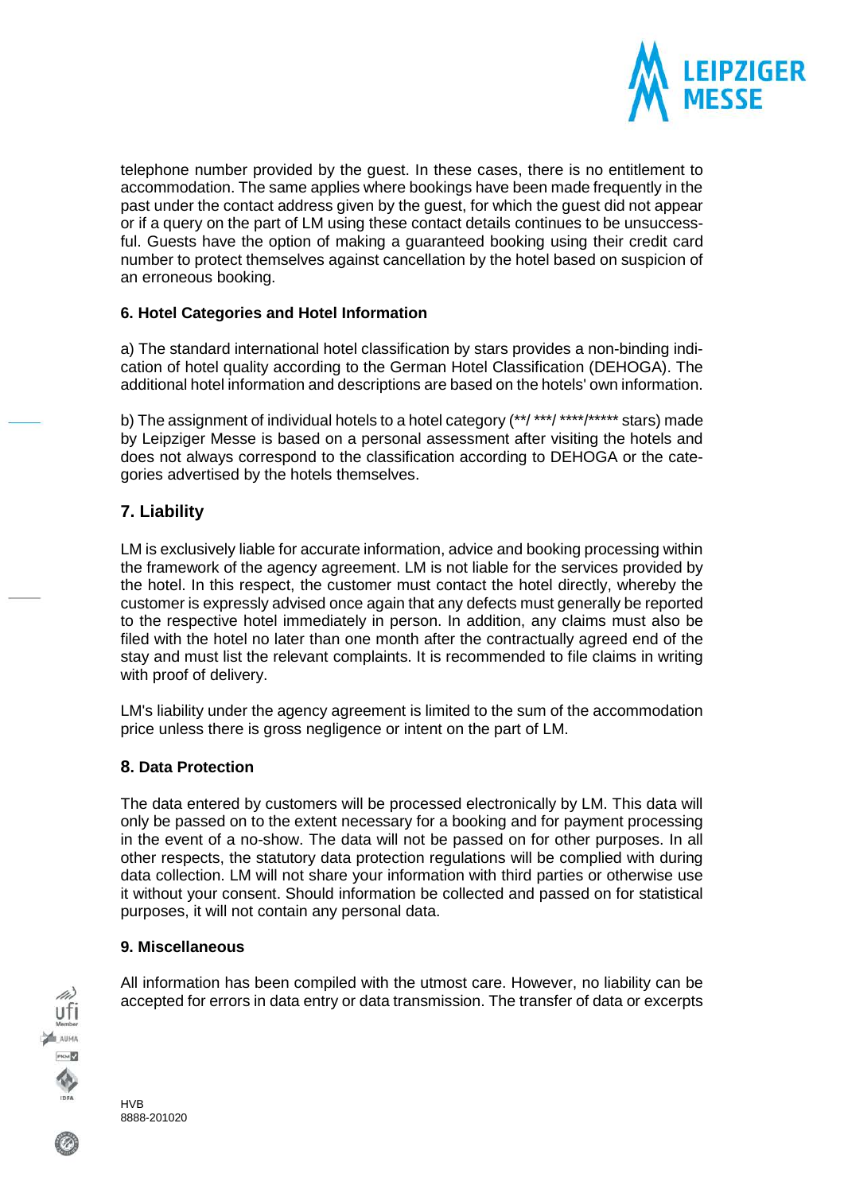telephone number provided by the guest. In these cases, there is no entitlement to accommodation. The same applies where bookings have been made frequently in the past under the contact address given by the guest, for which the guest did not appear or if a query on the part of LM using these contact details continues to be unsuccessful. Guests have the option of making a guaranteed booking using their credit card number to protect themselves against cancellation by the hotel based on suspicion of an erroneous booking.

### 6. Hotel Categories and Hotel Information

a) The standard international hotel classification by stars provides a non-binding indication of hotel quality according to the German Hotel Classification (DEHOGA). The additional hotel information and descriptions are based on the hotels' own information.

b) The assignment of individual hotels to a hotel category (**/ ***/ ****/***** stars) made by Leipziger Messe is based on a personal assessment after visiting the hotels and does not always correspond to the classification according to DEHOGA or the categories advertised by the hotels themselves.

## 7. Liability

LM is exclusively liable for accurate information, advice and booking processing within the framework of the agency agreement. LM is not liable for the services provided by the hotel. In this respect, the customer must contact the hotel directly, whereby the customer is expressly advised once again that any defects must generally be reported to the respective hotel immediately in person. In addition, any claims must also be filed with the hotel no later than one month after the contractually agreed end of the stay and must list the relevant complaints. It is recommended to file claims in writing with proof of delivery.

LM's liability under the agency agreement is limited to the sum of the accommodation price unless there is gross negligence or intent on the part of LM.

### 8. Data Protection

The data entered by customers will be processed electronically by LM. This data will only be passed on to the extent necessary for a booking and for payment processing in the event of a no-show. The data will not be passed on for other purposes. In all other respects, the statutory data protection regulations will be complied with during data collection. LM will not share your information with third parties or otherwise use it without your consent. Should information be collected and passed on for statistical purposes, it will not contain any personal data.

### 9. Miscellaneous

All information has been compiled with the utmost care. However, no liability can be accepted for errors in data entry or data transmission. The transfer of data or excerpts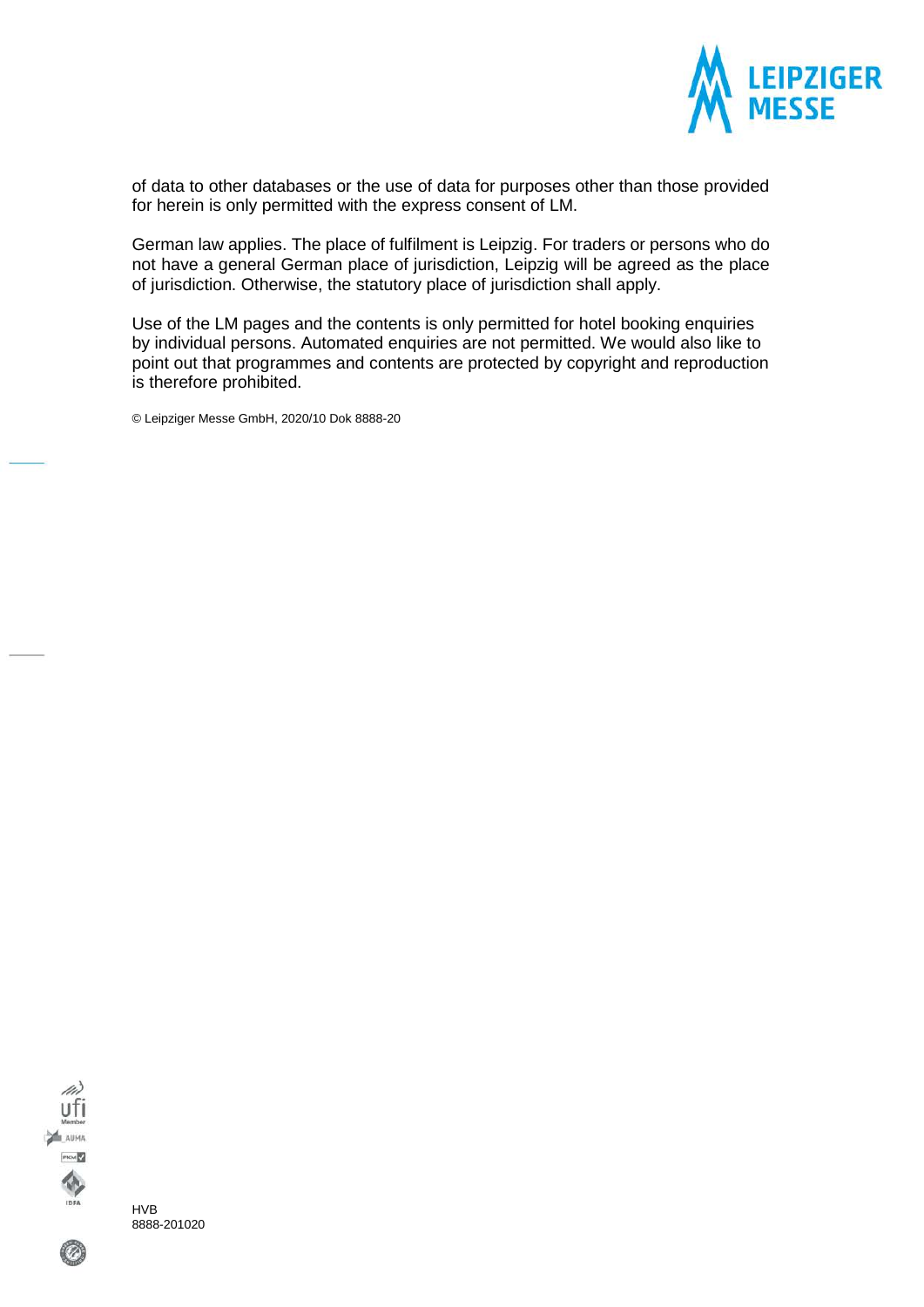of data to other databases or the use of data for purposes other than those provided for herein is only permitted with the express consent of LM.

German law applies. The place of fulfilment is Leipzig. For traders or persons who do not have a general German place of jurisdiction, Leipzig will be agreed as the place of jurisdiction. Otherwise, the statutory place of jurisdiction shall apply.

Use of the LM pages and the contents is only permitted for hotel booking enquiries by individual persons. Automated enquiries are not permitted. We would also like to point out that programmes and contents are protected by copyright and reproduction is therefore prohibited.

© Leipziger Messe GmbH, 2020/10 Dok 8888-20

HVB
8888-201020